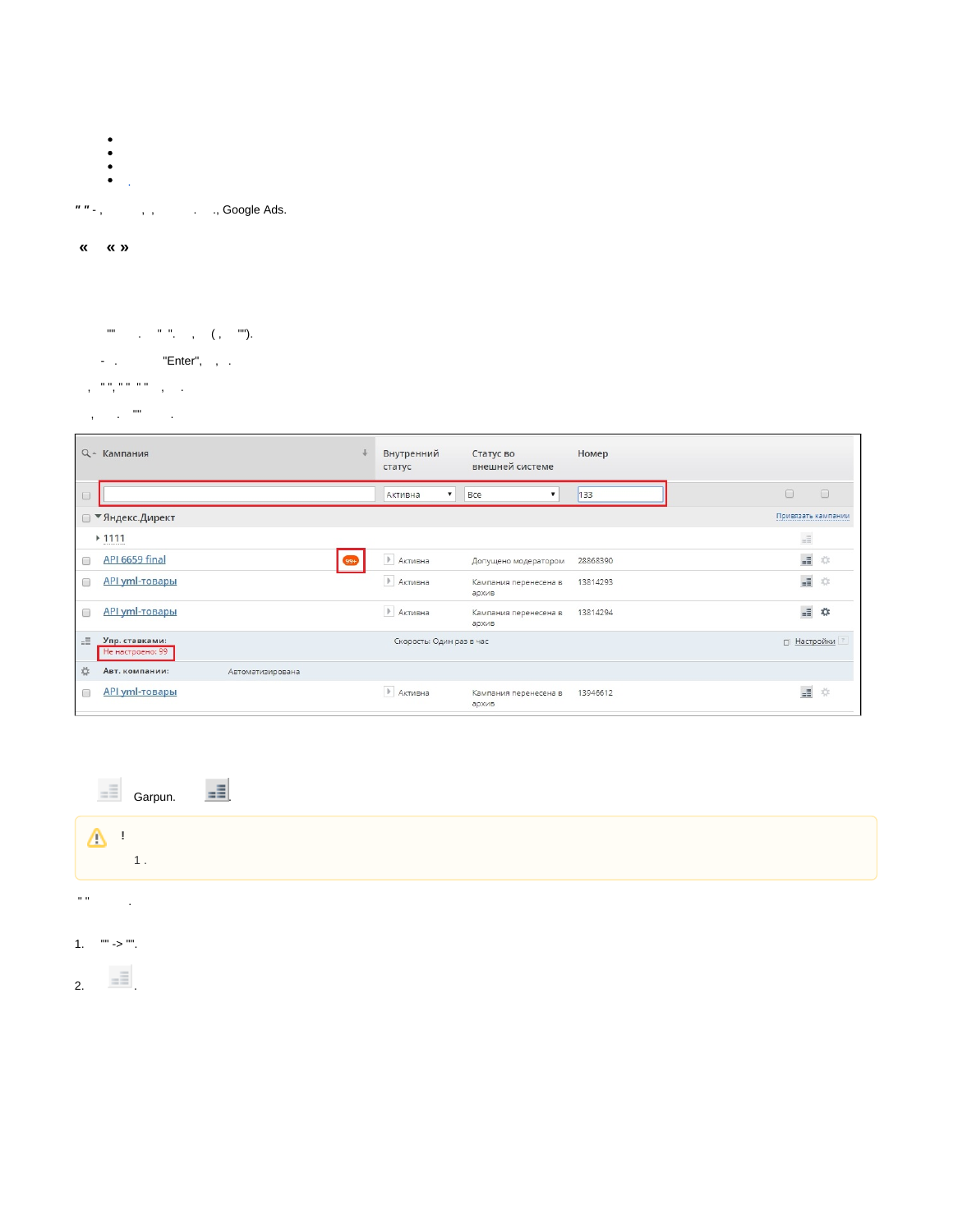- 
- 
- 
- .

" " - , , , . ., Google Ads.

**« « »**

"" . " ". , ( , "").

- . "Enter", , .

, " ", " " " " , .

, . "" .

| Кампания | Внутренний статус | Статус во внешней системе | Номер |
|---|---|---|---|
| | Активна | Все | 133 |
| Яндекс.Директ | | | Привязать кампании |
| 1111 | | | |
| API 6659 final 99+ | Активна | Допущено модератором | 28868390 |
| API yml-товары | Активна | Кампания перенесена в архив | 13814293 |
| API yml-товары | Активна | Кампания перенесена в архив | 13814294 |
| Упр. ставками: Не настроено: 99 | Скорость: Один раз в час | | Настройки |
| Авт. компании: Автоматизирована | | | |
| API yml-товары | Активна | Кампания перенесена в архив | 13946612 |

Garpun. .

> **!**
>
> 1 .

" " .

1. "" -> "".
2. .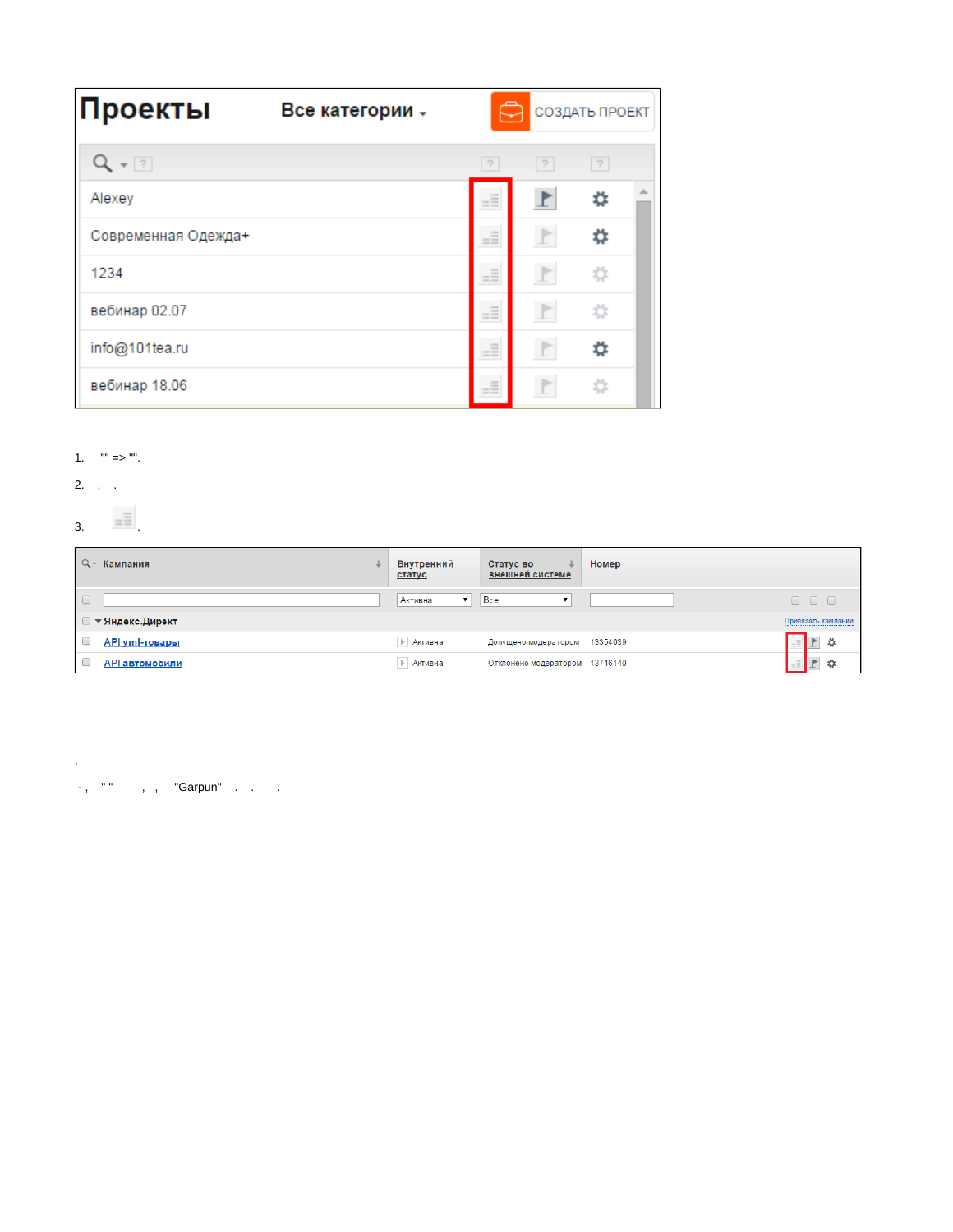1. "" => "".

2. , .

3. .

,

- , " " , , "Garpun" . . .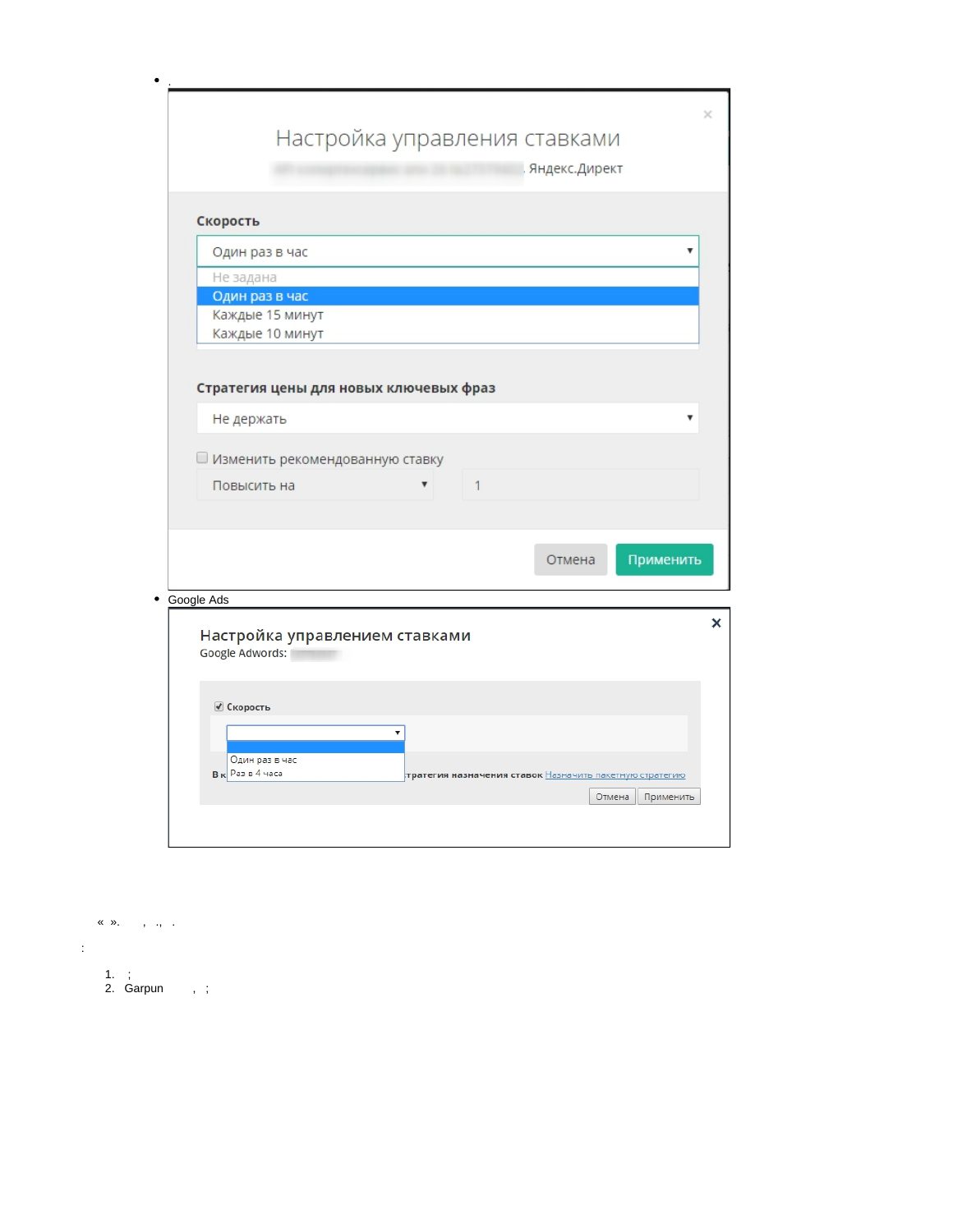- .

Настройка управления ставками

Яндекс.Директ

Скорость

Один раз в час

Не задана
Один раз в час
Каждые 15 минут
Каждые 10 минут

Стратегия цены для новых ключевых фраз

Не держать

Изменить рекомендованную ставку

Повысить на 1

Отмена Применить

- Google Ads

Настройка управлением ставками

Google Adwords:

Скорость

Один раз в час
Раз в 4 часа

В к... тратегия назначения ставок Назначить пакетную стратегию

Отмена Применить

« ». , ., .

:

1. ;
2. Garpun , ;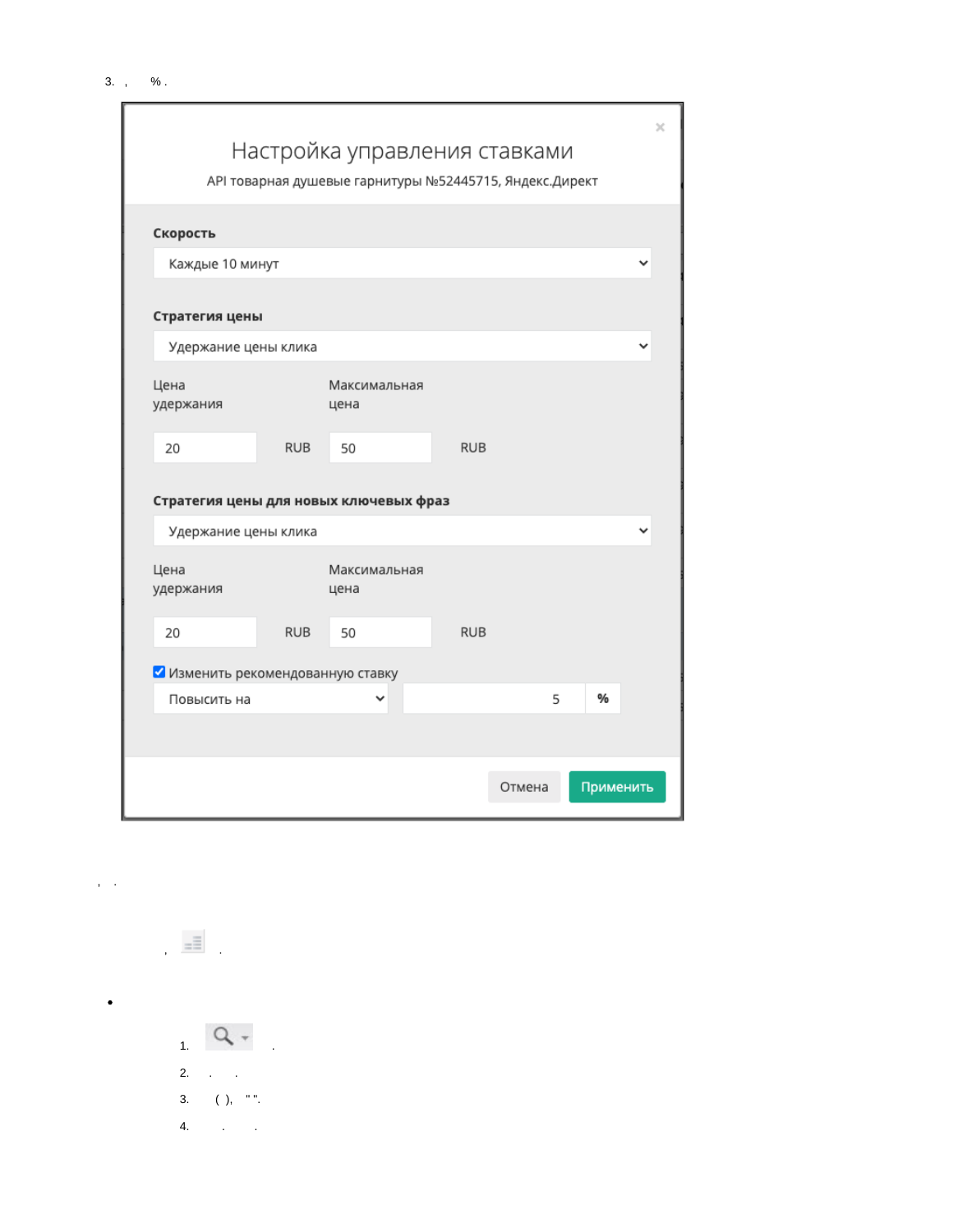3. , % .

Настройка управления ставками

API товарная душевые гарнитуры №52445715, Яндекс.Директ

**Скорость**

Каждые 10 минут

**Стратегия цены**

Удержание цены клика

| Цена удержания | | Максимальная цена | |
| --- | --- | --- | --- |
| 20 | RUB | 50 | RUB |

**Стратегия цены для новых ключевых фраз**

Удержание цены клика

| Цена удержания | | Максимальная цена | |
| --- | --- | --- | --- |
| 20 | RUB | 50 | RUB |

☑ Изменить рекомендованную ставку

Повысить на | 5 | %

Отмена | Применить

, .

, .

-
  1. .
  2. . .
  3. ( ), " ".
  4. . .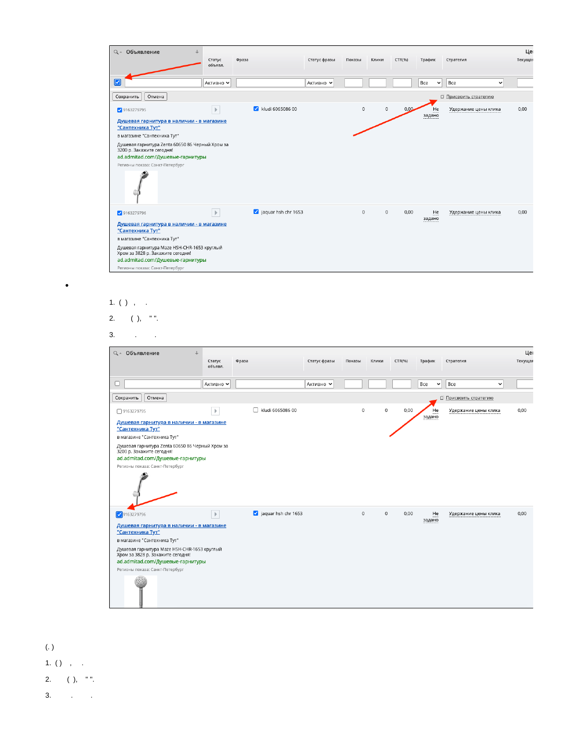| Объявление | Статус объявл. | Фраза | Статус фразы | Показы | Клики | CTR(%) | Трафик | Стратегия | Цена Текущая |
|---|---|---|---|---|---|---|---|---|---|
| | Активно | | Активно | | | | Все | Все | |
| Сохранить Отмена | | | | | | | | Присвоить стратегию | |
| 9163279795 Душевая гарнитура в наличии - в магазине "Сантехника Тут" в магазине "Сантехника Тут" Душевая гарнитура Zenta 60650 86 Черный Хром за 3200 р. Закажите сегодня! ad.admitad.com/Душевые-гарнитуры Регионы показа: Санкт-Петербург | | kludi 6065086 00 | | 0 | 0 | 0,00 | Не задано | Удержание цены клика | 0,00 |
| 9163279796 Душевая гарнитура в наличии - в магазине "Сантехника Тут" в магазине "Сантехника Тут" Душевая гарнитура Maze HSH-CHR-1653 круглый Хром за 3828 р. Закажите сегодня! ad.admitad.com/Душевые-гарнитуры Регионы показа: Санкт-Петербург | | jaquar hsh chr 1653 | | 0 | 0 | 0,00 | Не задано | Удержание цены клика | 0,00 |

- 

1. ( ) , .
2. ( ), " ".
3. . .

| Объявление | Статус объявл. | Фраза | Статус фразы | Показы | Клики | CTR(%) | Трафик | Стратегия | Цена Текущая |
|---|---|---|---|---|---|---|---|---|---|
| | Активно | | Активно | | | | Все | Все | |
| Сохранить Отмена | | | | | | | | Присвоить стратегию | |
| 9163279795 Душевая гарнитура в наличии - в магазине "Сантехника Тут" в магазине "Сантехника Тут" Душевая гарнитура Zenta 60650 86 Черный Хром за 3200 р. Закажите сегодня! ad.admitad.com/Душевые-гарнитуры Регионы показа: Санкт-Петербург | | kludi 6065086 00 | | 0 | 0 | 0,00 | Не задано | Удержание цены клика | 0,00 |
| 9163279796 Душевая гарнитура в наличии - в магазине "Сантехника Тут" в магазине "Сантехника Тут" Душевая гарнитура Maze HSH-CHR-1653 круглый Хром за 3828 р. Закажите сегодня! ad.admitad.com/Душевые-гарнитуры Регионы показа: Санкт-Петербург | | jaquar hsh chr 1653 | | 0 | 0 | 0,00 | Не задано | Удержание цены клика | 0,00 |

( . )

1. ( ) , .
2. ( ), " ".
3. . .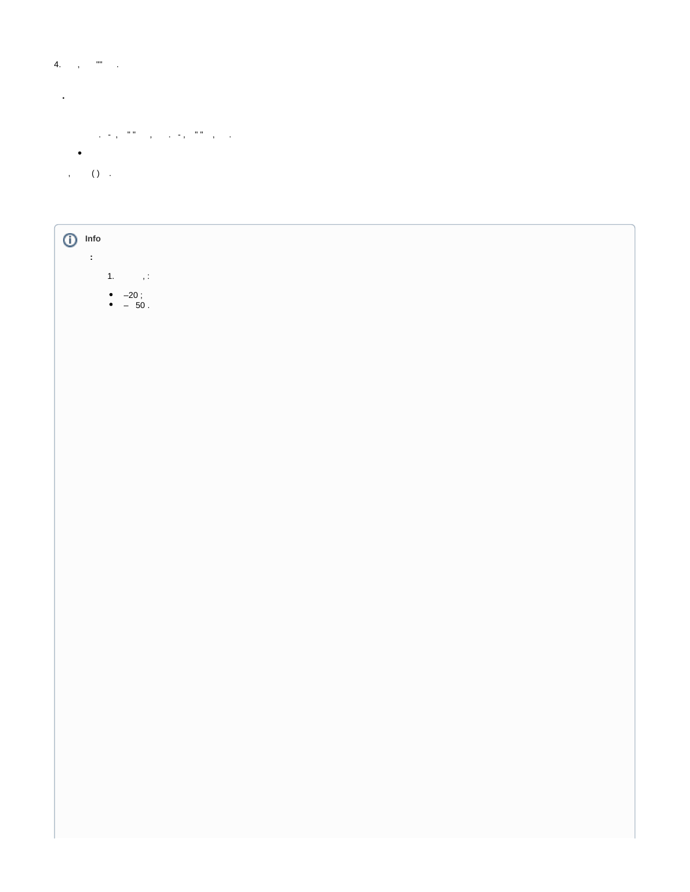4. , "" .

**.**

. - , " " , . - , " " , .

- 

, ( ) .

> **Info**
>
> **:**
>
> 1. , :
>
> - –20 ;
> - – 50 .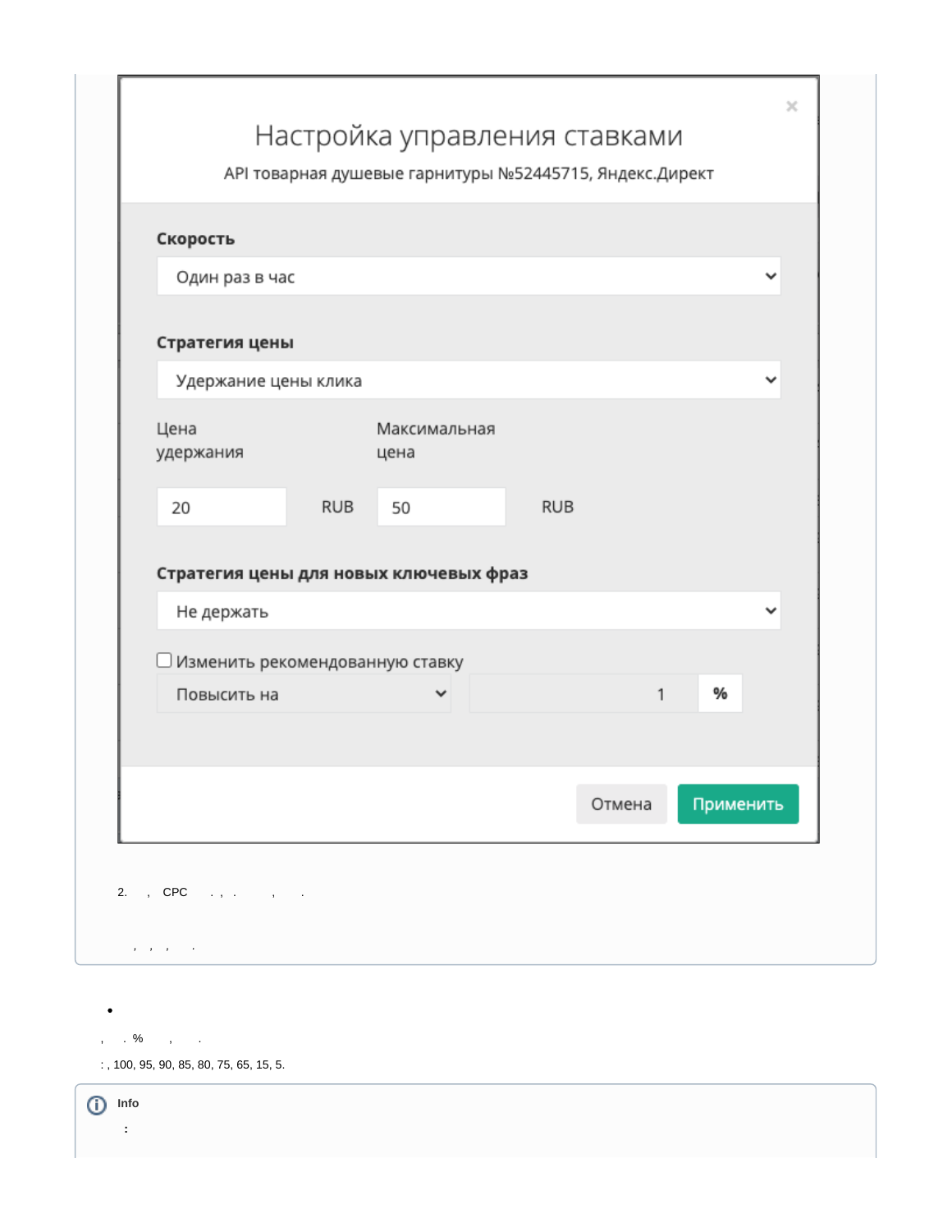# Настройка управления ставками

API товарная душевые гарнитуры №52445715, Яндекс.Директ

**Скорость**

Один раз в час

**Стратегия цены**

Удержание цены клика

Цена удержания: 20 RUB

Максимальная цена: 50 RUB

**Стратегия цены для новых ключевых фраз**

Не держать

☐ Изменить рекомендованную ставку

Повысить на 1 %

Отмена | Применить

2. , CPC . , . , .

, , , .

- 

, . % , .

: , 100, 95, 90, 85, 80, 75, 65, 15, 5.

**Info**

: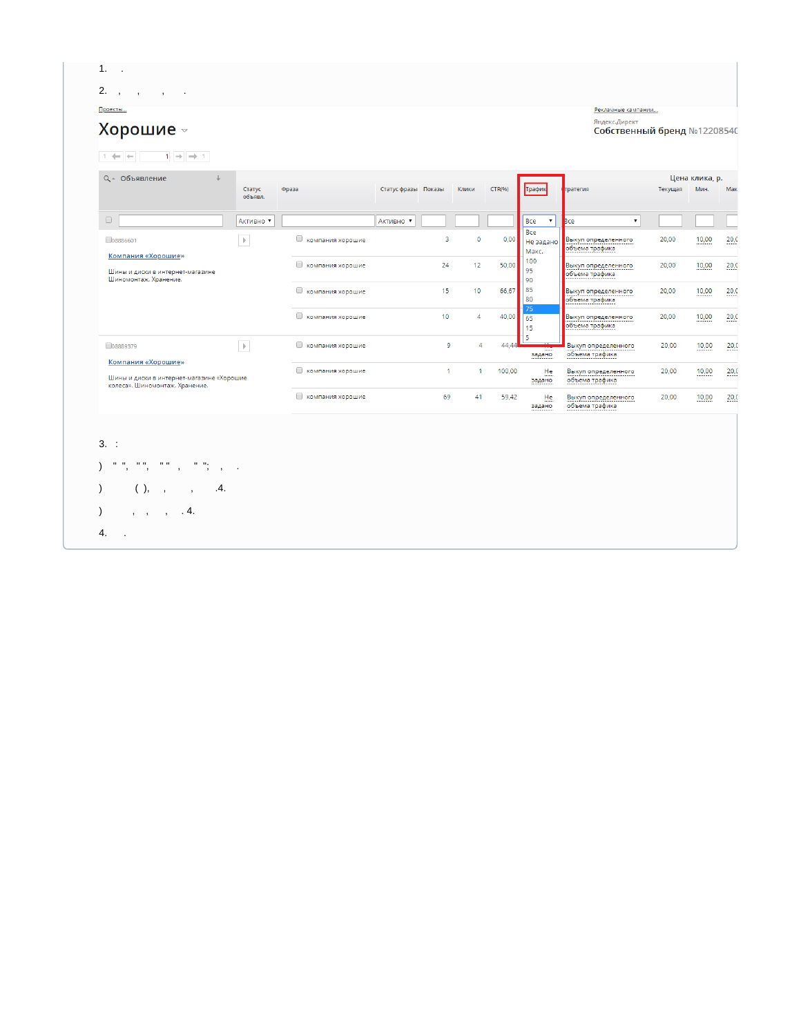1. .

2. , , , .

Проекты...

# Хорошие

Рекламные кампании...

Яндекс.Директ

Собственный бренд №12208540

| Объявление | Статус объявл. | Фраза | Статус фразы | Показы | Клики | CTR(%) | Трафик | Стратегия | Цена клика, р. Текущая | Мин. | Мак |
|---|---|---|---|---|---|---|---|---|---|---|---|
| | Активно | | Активно | | | | Все | Все | | | |
| 08886601 Компания «Хорошие» Шины и диски в интернет-магазине Шиномонтаж. Хранение. | | компания хорошие | | 3 | 0 | 0,00 | | Выкуп определенного объема трафика | 20,00 | 10,00 | 20,0 |
| | | компания хорошие | | 24 | 12 | 50,00 | | Выкуп определенного объема трафика | 20,00 | 10,00 | 20,0 |
| | | компания хорошие | | 15 | 10 | 66,67 | | Выкуп определенного объема трафика | 20,00 | 10,00 | 20,0 |
| | | компания хорошие | | 10 | 4 | 40,00 | | Выкуп определенного объема трафика | 20,00 | 10,00 | 20,0 |
| 08889379 Компания «Хорошие» Шины и диски в интернет-магазине «Хорошие колеса». Шиномонтаж. Хранение. | | компания хорошие | | 9 | 4 | 44,44 | Не задано | Выкуп определенного объема трафика | 20,00 | 10,00 | 20,0 |
| | | компания хорошие | | 1 | 1 | 100,00 | Не задано | Выкуп определенного объема трафика | 20,00 | 10,00 | 20,0 |
| | | компания хорошие | | 69 | 41 | 59,42 | Не задано | Выкуп определенного объема трафика | 20,00 | 10,00 | 20,0 |

Все
Не задано
Макс.
100
95
90
85
80
75
65
15
5

3. :

) " ", " ", " " , " "; , .

) ( ), , , .4.

) , , , . 4.

4. .